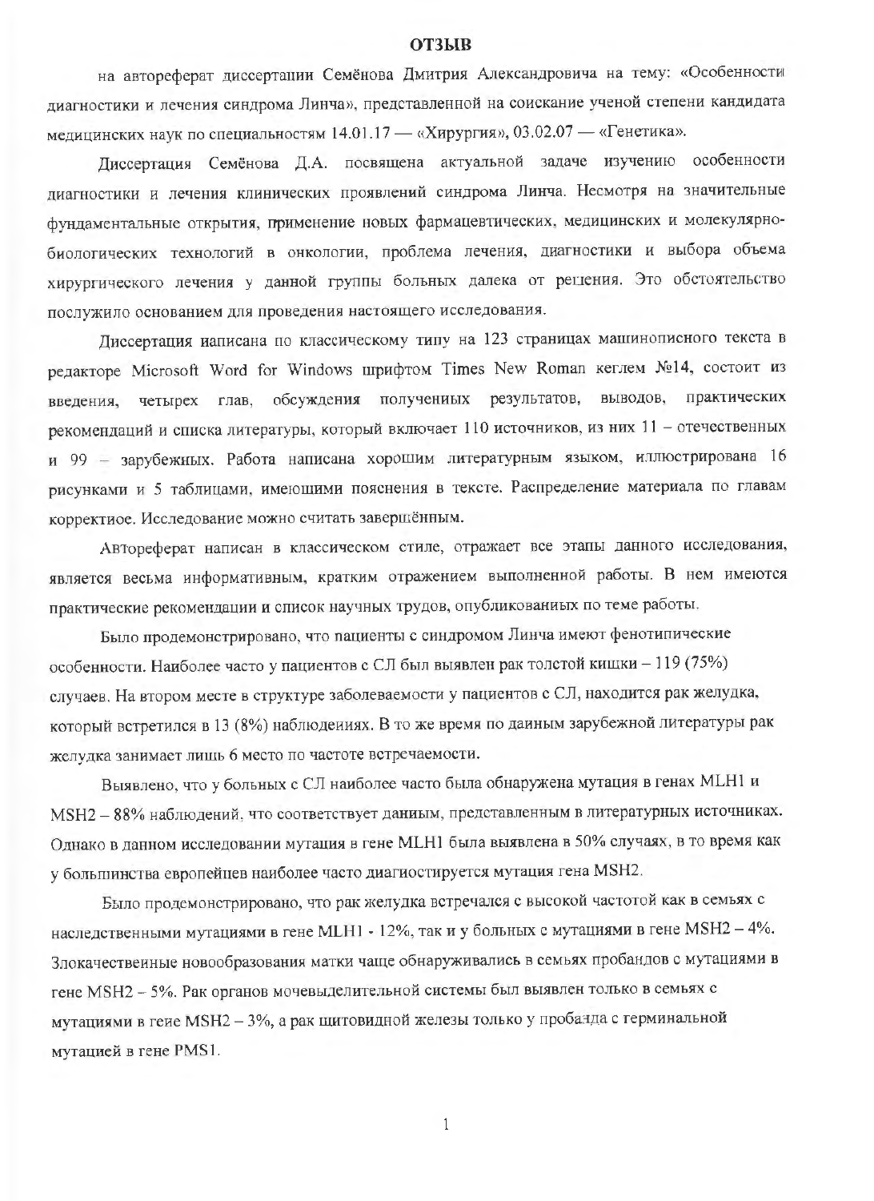# ОТЗЫВ

на автореферат диссертации Семёнова Дмитрия Александровича на тему: «Особенности диагностики и лечения синдрома Линча», представленной на соискание ученой степени кандидата медицинских наук по специальностям 14.01.17 — «Хирургия», 03.02.07 — «Генетика».

Диссертация Семёнова Д.А. посвящена актуальной задаче изучению особенности диагностики и лечения клинических проявлений синдрома Линча. Несмотря на значительные фундаментальные открытия, применение новых фармацевтических, медицинских и молекулярно-биологических технологий в онкологии, проблема лечения, диагностики и выбора объема хирургического лечения у данной группы больных далека от решения. Это обстоятельство послужило основанием для проведения настоящего исследования.

Диссертация написана по классическому типу на 123 страницах машинописного текста в редакторе Microsoft Word for Windows шрифтом Times New Roman кеглем №14, состоит из введения, четырех глав, обсуждения полученных результатов, выводов, практических рекомендаций и списка литературы, который включает 110 источников, из них 11 – отечественных и 99 – зарубежных. Работа написана хорошим литературным языком, иллюстрирована 16 рисунками и 5 таблицами, имеющими пояснения в тексте. Распределение материала по главам корректное. Исследование можно считать завершённым.

Автореферат написан в классическом стиле, отражает все этапы данного исследования, является весьма информативным, кратким отражением выполненной работы. В нем имеются практические рекомендации и список научных трудов, опубликованных по теме работы.

Было продемонстрировано, что пациенты с синдромом Линча имеют фенотипические особенности. Наиболее часто у пациентов с СЛ был выявлен рак толстой кишки – 119 (75%) случаев. На втором месте в структуре заболеваемости у пациентов с СЛ, находится рак желудка, который встретился в 13 (8%) наблюдениях. В то же время по данным зарубежной литературы рак желудка занимает лишь 6 место по частоте встречаемости.

Выявлено, что у больных с СЛ наиболее часто была обнаружена мутация в генах MLH1 и MSH2 – 88% наблюдений, что соответствует данным, представленным в литературных источниках. Однако в данном исследовании мутация в гене MLH1 была выявлена в 50% случаях, в то время как у большинства европейцев наиболее часто диагностируется мутация гена MSH2.

Было продемонстрировано, что рак желудка встречался с высокой частотой как в семьях с наследственными мутациями в гене MLH1 - 12%, так и у больных с мутациями в гене MSH2 – 4%. Злокачественные новообразования матки чаще обнаруживались в семьях пробандов с мутациями в гене MSH2 – 5%. Рак органов мочевыделительной системы был выявлен только в семьях с мутациями в гене MSH2 – 3%, а рак щитовидной железы только у пробанда с герминальной мутацией в гене PMS1.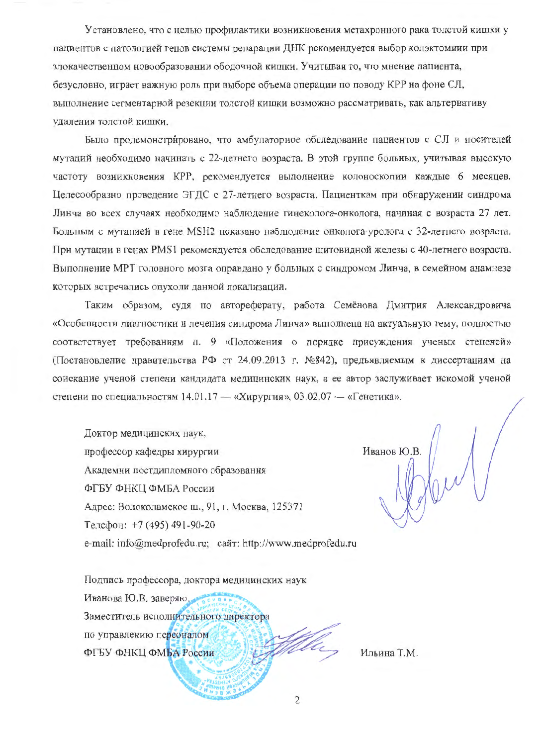Установлено, что с целью профилактики возникновения метахронного рака толстой кишки у пациентов с патологией генов системы репарации ДНК рекомендуется выбор колэктомии при злокачественном новообразовании ободочной кишки. Учитывая то, что мнение пациента, безусловно, играет важную роль при выборе объема операции по поводу КРР на фоне СЛ, выполнение сегментарной резекции толстой кишки возможно рассматривать, как альтернативу удаления толстой кишки.

Было продемонстрировано, что амбулаторное обследование пациентов с СЛ и носителей мутаций необходимо начинать с 22-летнего возраста. В этой группе больных, учитывая высокую частоту возникновения КРР, рекомендуется выполнение колоноскопии каждые 6 месяцев. Целесообразно проведение ЭГДС с 27-летнего возраста. Пациенткам при обнаружении синдрома Линча во всех случаях необходимо наблюдение гинеколога-онколога, начиная с возраста 27 лет. Больным с мутацией в гене MSH2 показано наблюдение онколога-уролога с 32-летнего возраста. При мутации в генах PMS1 рекомендуется обследование щитовидной железы с 40-летнего возраста. Выполнение МРТ головного мозга оправдано у больных с синдромом Линча, в семейном анамнезе которых встречались опухоли данной локализации.

Таким образом, судя по автореферату, работа Семёнова Дмитрия Александровича «Особенности диагностики и лечения синдрома Линча» выполнена на актуальную тему, полностью соответствует требованиям п. 9 «Положения о порядке присуждения ученых степеней» (Постановление правительства РФ от 24.09.2013 г. №842), предъявляемым к диссертациям на соискание ученой степени кандидата медицинских наук, а ее автор заслуживает искомой ученой степени по специальностям 14.01.17 — «Хирургия», 03.02.07 — «Генетика».

Доктор медицинских наук,
профессор кафедры хирургии
Академии постдипломного образования
ФГБУ ФНКЦ ФМБА России
Адрес: Волоколамское ш., 91, г. Москва, 125371
Телефон: +7 (495) 491-90-20
e-mail: info@medprofedu.ru; сайт: http://www.medprofedu.ru

Иванов Ю.В.

Подпись профессора, доктора медицинских наук
Иванова Ю.В. заверяю.
Заместитель исполнительного директора
по управлению персоналом
ФГБУ ФНКЦ ФМБА России

Ильина Т.М.